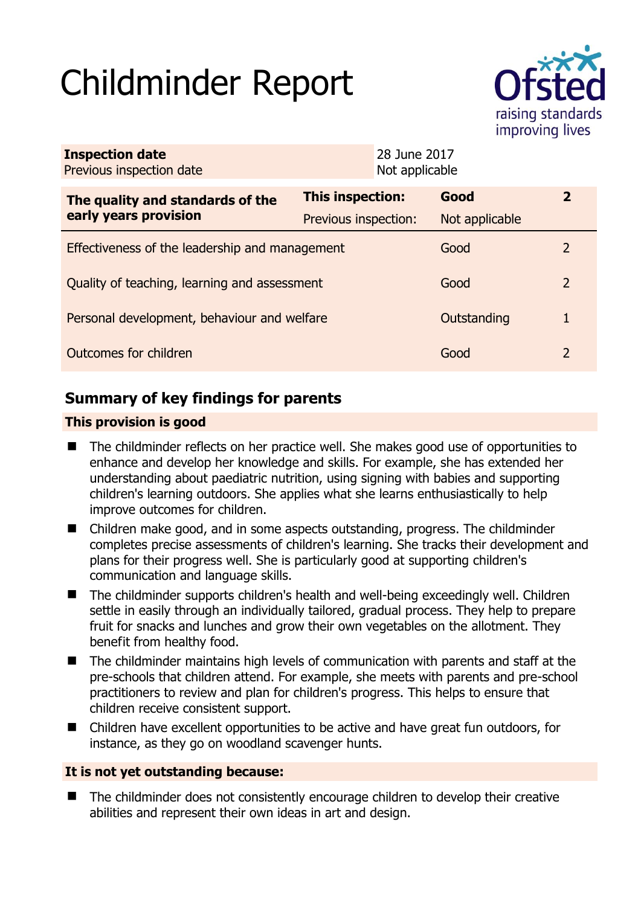# Childminder Report

| Inspection date | 28 June 2017 |
| --- | --- |
| Previous inspection date | Not applicable |

| The quality and standards of the early years provision | This inspection: | Good | 2 |
| --- | --- | --- | --- |
| | Previous inspection: | Not applicable | |
| Effectiveness of the leadership and management | | Good | 2 |
| Quality of teaching, learning and assessment | | Good | 2 |
| Personal development, behaviour and welfare | | Outstanding | 1 |
| Outcomes for children | | Good | 2 |

## Summary of key findings for parents

### This provision is good

- The childminder reflects on her practice well. She makes good use of opportunities to enhance and develop her knowledge and skills. For example, she has extended her understanding about paediatric nutrition, using signing with babies and supporting children's learning outdoors. She applies what she learns enthusiastically to help improve outcomes for children.
- Children make good, and in some aspects outstanding, progress. The childminder completes precise assessments of children's learning. She tracks their development and plans for their progress well. She is particularly good at supporting children's communication and language skills.
- The childminder supports children's health and well-being exceedingly well. Children settle in easily through an individually tailored, gradual process. They help to prepare fruit for snacks and lunches and grow their own vegetables on the allotment. They benefit from healthy food.
- The childminder maintains high levels of communication with parents and staff at the pre-schools that children attend. For example, she meets with parents and pre-school practitioners to review and plan for children's progress. This helps to ensure that children receive consistent support.
- Children have excellent opportunities to be active and have great fun outdoors, for instance, as they go on woodland scavenger hunts.

### It is not yet outstanding because:

- The childminder does not consistently encourage children to develop their creative abilities and represent their own ideas in art and design.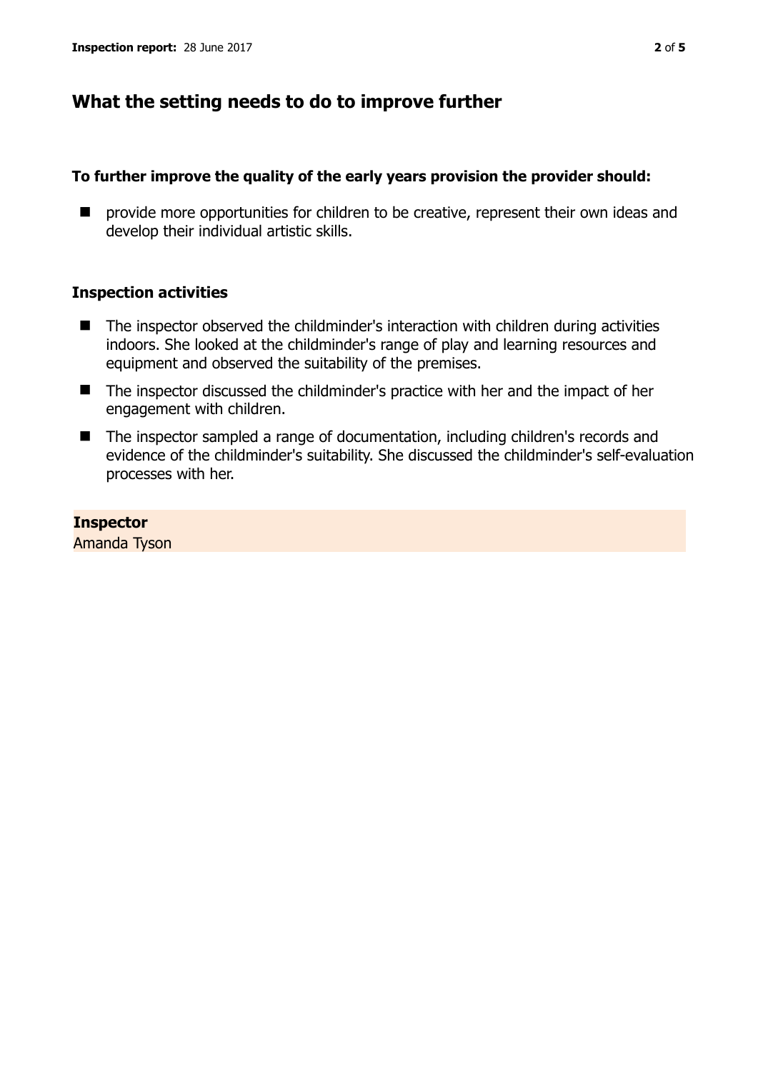## What the setting needs to do to improve further

**To further improve the quality of the early years provision the provider should:**

- provide more opportunities for children to be creative, represent their own ideas and develop their individual artistic skills.

### Inspection activities

- The inspector observed the childminder's interaction with children during activities indoors. She looked at the childminder's range of play and learning resources and equipment and observed the suitability of the premises.
- The inspector discussed the childminder's practice with her and the impact of her engagement with children.
- The inspector sampled a range of documentation, including children's records and evidence of the childminder's suitability. She discussed the childminder's self-evaluation processes with her.

**Inspector**
Amanda Tyson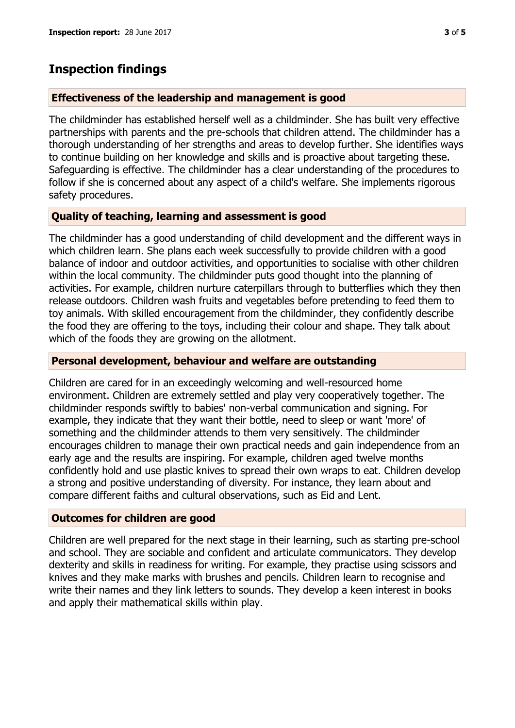# Inspection findings

## Effectiveness of the leadership and management is good

The childminder has established herself well as a childminder. She has built very effective partnerships with parents and the pre-schools that children attend. The childminder has a thorough understanding of her strengths and areas to develop further. She identifies ways to continue building on her knowledge and skills and is proactive about targeting these. Safeguarding is effective. The childminder has a clear understanding of the procedures to follow if she is concerned about any aspect of a child's welfare. She implements rigorous safety procedures.

## Quality of teaching, learning and assessment is good

The childminder has a good understanding of child development and the different ways in which children learn. She plans each week successfully to provide children with a good balance of indoor and outdoor activities, and opportunities to socialise with other children within the local community. The childminder puts good thought into the planning of activities. For example, children nurture caterpillars through to butterflies which they then release outdoors. Children wash fruits and vegetables before pretending to feed them to toy animals. With skilled encouragement from the childminder, they confidently describe the food they are offering to the toys, including their colour and shape. They talk about which of the foods they are growing on the allotment.

## Personal development, behaviour and welfare are outstanding

Children are cared for in an exceedingly welcoming and well-resourced home environment. Children are extremely settled and play very cooperatively together. The childminder responds swiftly to babies' non-verbal communication and signing. For example, they indicate that they want their bottle, need to sleep or want 'more' of something and the childminder attends to them very sensitively. The childminder encourages children to manage their own practical needs and gain independence from an early age and the results are inspiring. For example, children aged twelve months confidently hold and use plastic knives to spread their own wraps to eat. Children develop a strong and positive understanding of diversity. For instance, they learn about and compare different faiths and cultural observations, such as Eid and Lent.

## Outcomes for children are good

Children are well prepared for the next stage in their learning, such as starting pre-school and school. They are sociable and confident and articulate communicators. They develop dexterity and skills in readiness for writing. For example, they practise using scissors and knives and they make marks with brushes and pencils. Children learn to recognise and write their names and they link letters to sounds. They develop a keen interest in books and apply their mathematical skills within play.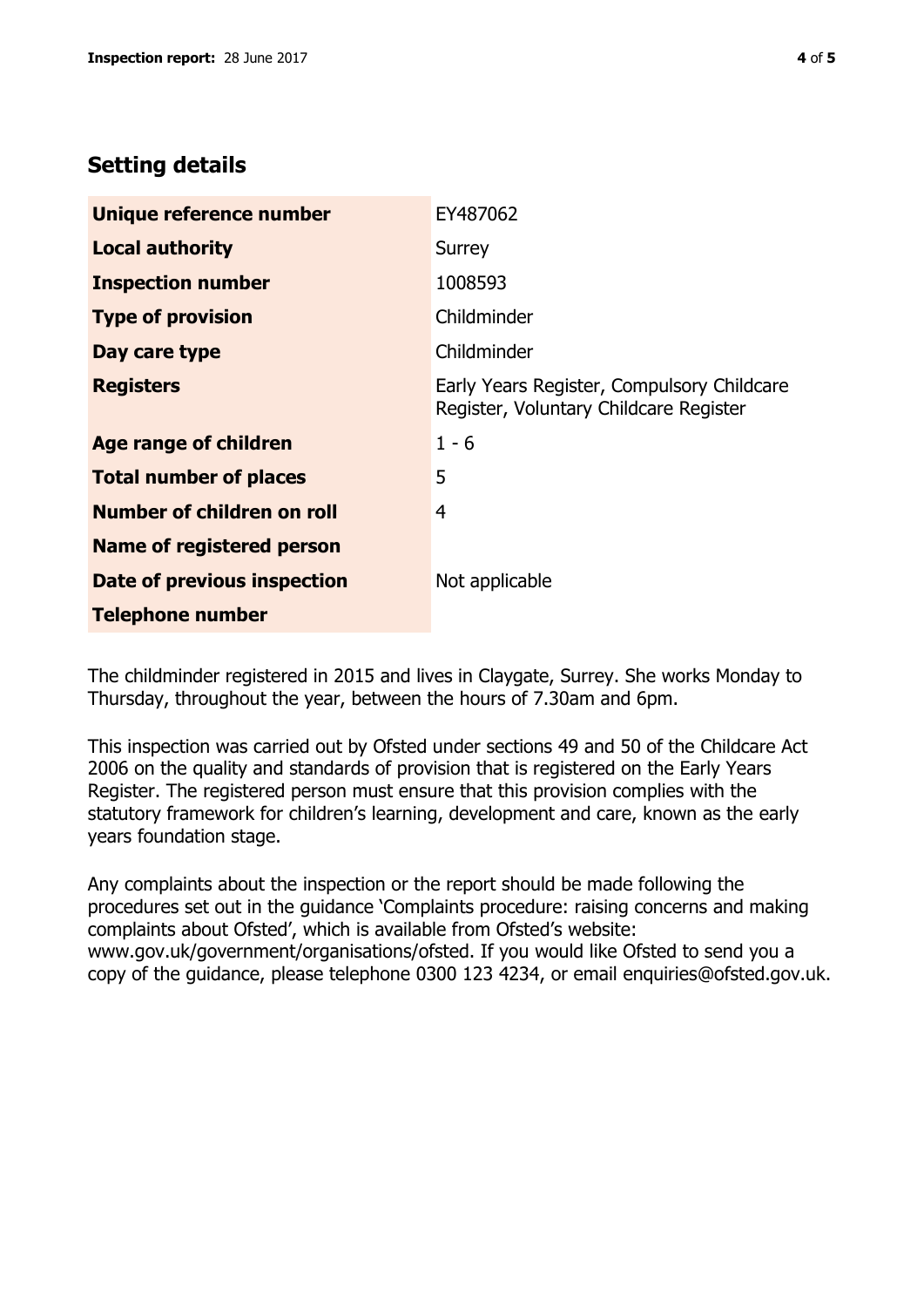## Setting details

| | |
|---|---|
| **Unique reference number** | EY487062 |
| **Local authority** | Surrey |
| **Inspection number** | 1008593 |
| **Type of provision** | Childminder |
| **Day care type** | Childminder |
| **Registers** | Early Years Register, Compulsory Childcare Register, Voluntary Childcare Register |
| **Age range of children** | 1 - 6 |
| **Total number of places** | 5 |
| **Number of children on roll** | 4 |
| **Name of registered person** | |
| **Date of previous inspection** | Not applicable |
| **Telephone number** | |

The childminder registered in 2015 and lives in Claygate, Surrey. She works Monday to Thursday, throughout the year, between the hours of 7.30am and 6pm.

This inspection was carried out by Ofsted under sections 49 and 50 of the Childcare Act 2006 on the quality and standards of provision that is registered on the Early Years Register. The registered person must ensure that this provision complies with the statutory framework for children's learning, development and care, known as the early years foundation stage.

Any complaints about the inspection or the report should be made following the procedures set out in the guidance 'Complaints procedure: raising concerns and making complaints about Ofsted', which is available from Ofsted's website: www.gov.uk/government/organisations/ofsted. If you would like Ofsted to send you a copy of the guidance, please telephone 0300 123 4234, or email enquiries@ofsted.gov.uk.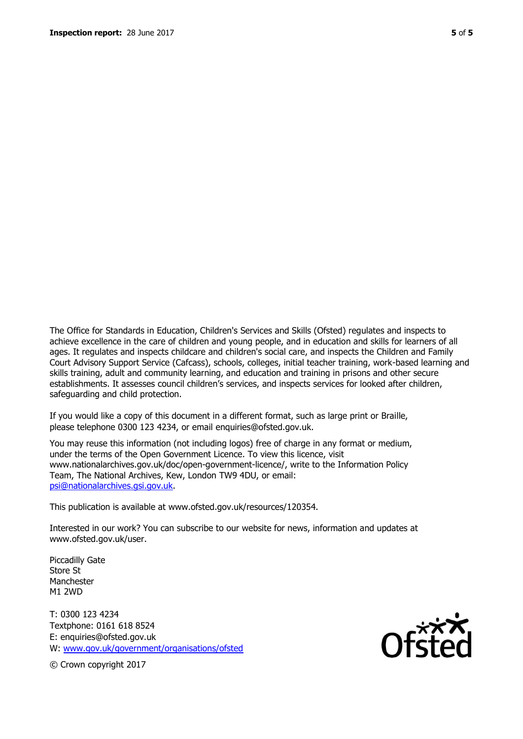The Office for Standards in Education, Children's Services and Skills (Ofsted) regulates and inspects to achieve excellence in the care of children and young people, and in education and skills for learners of all ages. It regulates and inspects childcare and children's social care, and inspects the Children and Family Court Advisory Support Service (Cafcass), schools, colleges, initial teacher training, work-based learning and skills training, adult and community learning, and education and training in prisons and other secure establishments. It assesses council children's services, and inspects services for looked after children, safeguarding and child protection.

If you would like a copy of this document in a different format, such as large print or Braille, please telephone 0300 123 4234, or email enquiries@ofsted.gov.uk.

You may reuse this information (not including logos) free of charge in any format or medium, under the terms of the Open Government Licence. To view this licence, visit www.nationalarchives.gov.uk/doc/open-government-licence/, write to the Information Policy Team, The National Archives, Kew, London TW9 4DU, or email: psi@nationalarchives.gsi.gov.uk.

This publication is available at www.ofsted.gov.uk/resources/120354.

Interested in our work? You can subscribe to our website for news, information and updates at www.ofsted.gov.uk/user.

Piccadilly Gate
Store St
Manchester
M1 2WD

T: 0300 123 4234
Textphone: 0161 618 8524
E: enquiries@ofsted.gov.uk
W: www.gov.uk/government/organisations/ofsted

© Crown copyright 2017